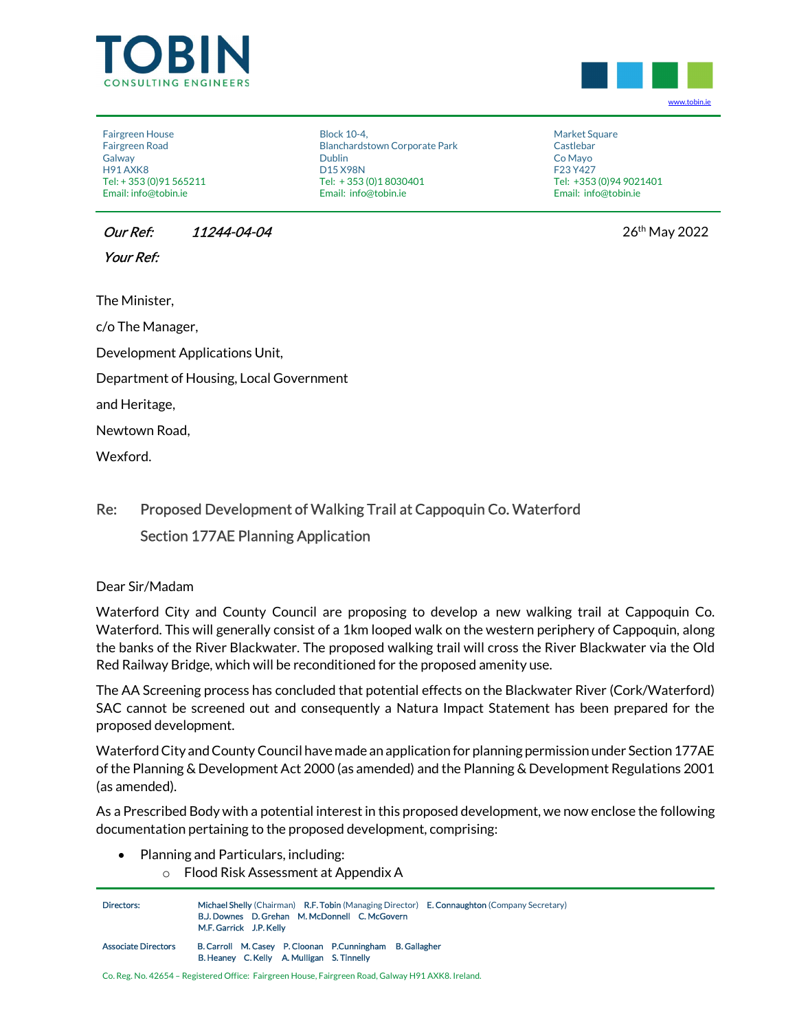**TOBIN**
CONSULTING ENGINEERS

www.tobin.ie

Fairgreen House
Fairgreen Road
Galway
H91 AXK8
Tel: + 353 (0)91 565211
Email: info@tobin.ie

Block 10-4,
Blanchardstown Corporate Park
Dublin
D15 X98N
Tel: + 353 (0)1 8030401
Email: info@tobin.ie

Market Square
Castlebar
Co Mayo
F23 Y427
Tel: +353 (0)94 9021401
Email: info@tobin.ie

*Our Ref:* *11244-04-04*

*Your Ref:*

26th May 2022

The Minister,

c/o The Manager,

Development Applications Unit,

Department of Housing, Local Government

and Heritage,

Newtown Road,

Wexford.

Re: Proposed Development of Walking Trail at Cappoquin Co. Waterford
Section 177AE Planning Application

Dear Sir/Madam

Waterford City and County Council are proposing to develop a new walking trail at Cappoquin Co. Waterford. This will generally consist of a 1km looped walk on the western periphery of Cappoquin, along the banks of the River Blackwater. The proposed walking trail will cross the River Blackwater via the Old Red Railway Bridge, which will be reconditioned for the proposed amenity use.

The AA Screening process has concluded that potential effects on the Blackwater River (Cork/Waterford) SAC cannot be screened out and consequently a Natura Impact Statement has been prepared for the proposed development.

Waterford City and County Council have made an application for planning permission under Section 177AE of the Planning & Development Act 2000 (as amended) and the Planning & Development Regulations 2001 (as amended).

As a Prescribed Body with a potential interest in this proposed development, we now enclose the following documentation pertaining to the proposed development, comprising:

- Planning and Particulars, including:
  - Flood Risk Assessment at Appendix A

Directors: Michael Shelly (Chairman) R.F. Tobin (Managing Director) E. Connaughton (Company Secretary)
B.J. Downes D. Grehan M. McDonnell C. McGovern
M.F. Garrick J.P. Kelly

Associate Directors B. Carroll M. Casey P. Cloonan P.Cunningham B. Gallagher
B. Heaney C. Kelly A. Mulligan S. Tinnelly

Co. Reg. No. 42654 – Registered Office: Fairgreen House, Fairgreen Road, Galway H91 AXK8. Ireland.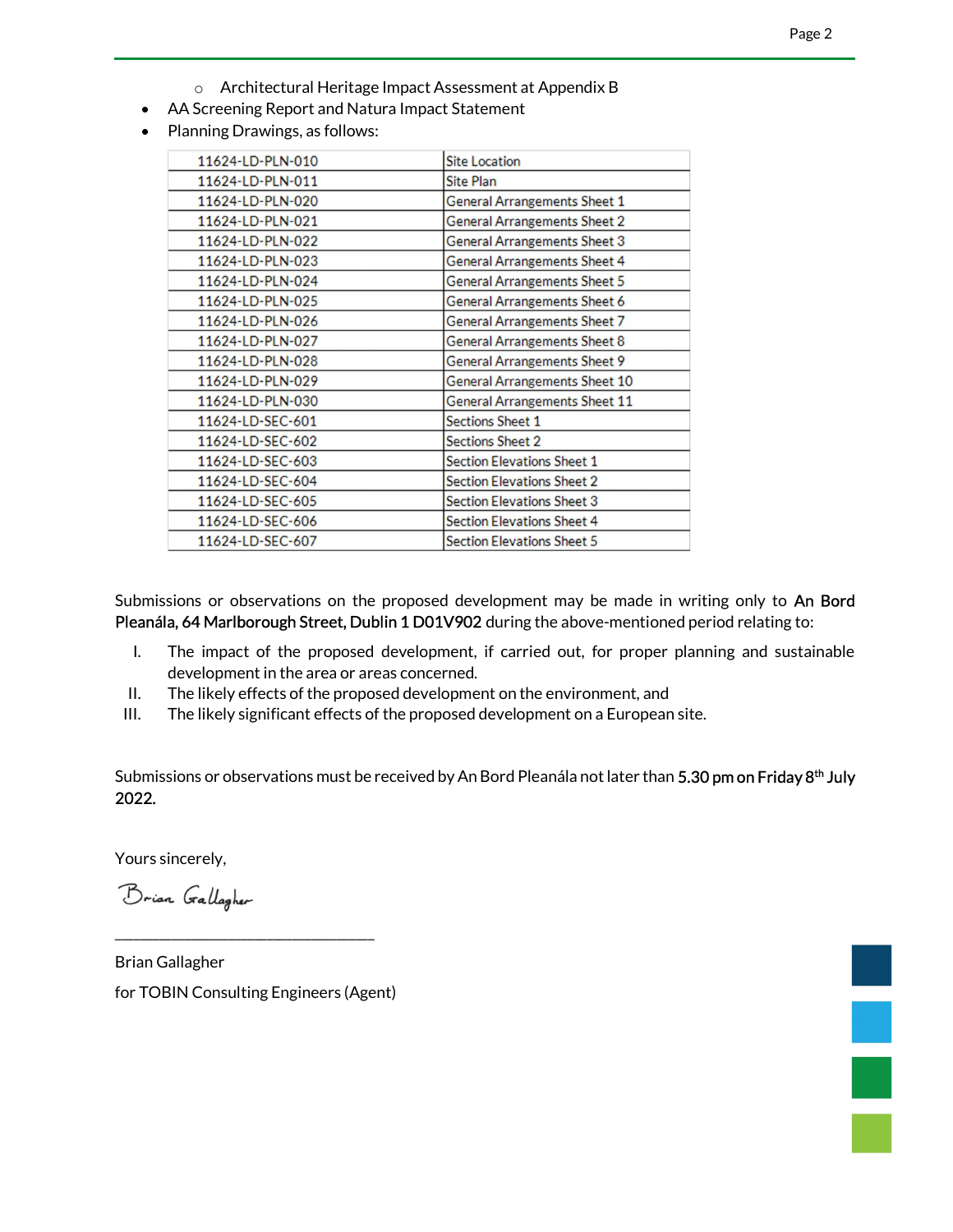- Architectural Heritage Impact Assessment at Appendix B
- AA Screening Report and Natura Impact Statement
- Planning Drawings, as follows:

| | |
|---|---|
| 11624-LD-PLN-010 | Site Location |
| 11624-LD-PLN-011 | Site Plan |
| 11624-LD-PLN-020 | General Arrangements Sheet 1 |
| 11624-LD-PLN-021 | General Arrangements Sheet 2 |
| 11624-LD-PLN-022 | General Arrangements Sheet 3 |
| 11624-LD-PLN-023 | General Arrangements Sheet 4 |
| 11624-LD-PLN-024 | General Arrangements Sheet 5 |
| 11624-LD-PLN-025 | General Arrangements Sheet 6 |
| 11624-LD-PLN-026 | General Arrangements Sheet 7 |
| 11624-LD-PLN-027 | General Arrangements Sheet 8 |
| 11624-LD-PLN-028 | General Arrangements Sheet 9 |
| 11624-LD-PLN-029 | General Arrangements Sheet 10 |
| 11624-LD-PLN-030 | General Arrangements Sheet 11 |
| 11624-LD-SEC-601 | Sections Sheet 1 |
| 11624-LD-SEC-602 | Sections Sheet 2 |
| 11624-LD-SEC-603 | Section Elevations Sheet 1 |
| 11624-LD-SEC-604 | Section Elevations Sheet 2 |
| 11624-LD-SEC-605 | Section Elevations Sheet 3 |
| 11624-LD-SEC-606 | Section Elevations Sheet 4 |
| 11624-LD-SEC-607 | Section Elevations Sheet 5 |

Submissions or observations on the proposed development may be made in writing only to **An Bord Pleanála, 64 Marlborough Street, Dublin 1 D01V902** during the above-mentioned period relating to:

I. The impact of the proposed development, if carried out, for proper planning and sustainable development in the area or areas concerned.
II. The likely effects of the proposed development on the environment, and
III. The likely significant effects of the proposed development on a European site.

Submissions or observations must be received by An Bord Pleanála not later than **5.30 pm on Friday 8th July 2022.**

Yours sincerely,

Brian Gallagher

\_\_\_\_\_\_\_\_\_\_\_\_\_\_\_\_\_\_\_\_\_\_\_\_\_\_\_\_\_\_\_\_

Brian Gallagher

for TOBIN Consulting Engineers (Agent)